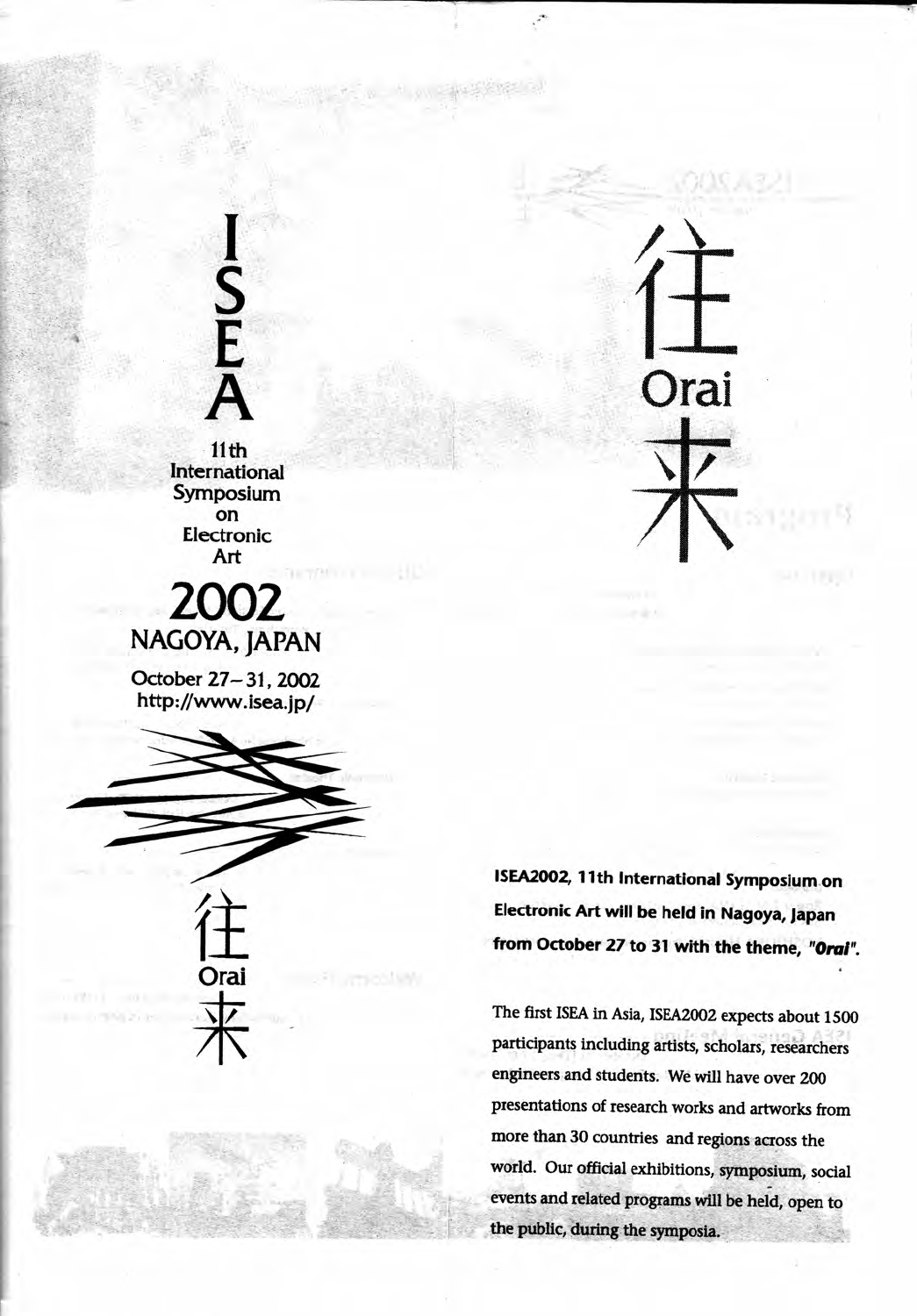# ISEA

11th International Symposium on Electronic Art

## 2002
## NAGOYA, JAPAN

October 27 – 31, 2002
http://www.isea.jp/

往
Orai
来

往
Orai
来

**ISEA2002, 11th International Symposium on Electronic Art will be held in Nagoya, Japan from October 27 to 31 with the theme, *"Orai"*.**

The first ISEA in Asia, ISEA2002 expects about 1500 participants including artists, scholars, researchers engineers and students. We will have over 200 presentations of research works and artworks from more than 30 countries and regions across the world. Our official exhibitions, symposium, social events and related programs will be held, open to the public, during the symposia.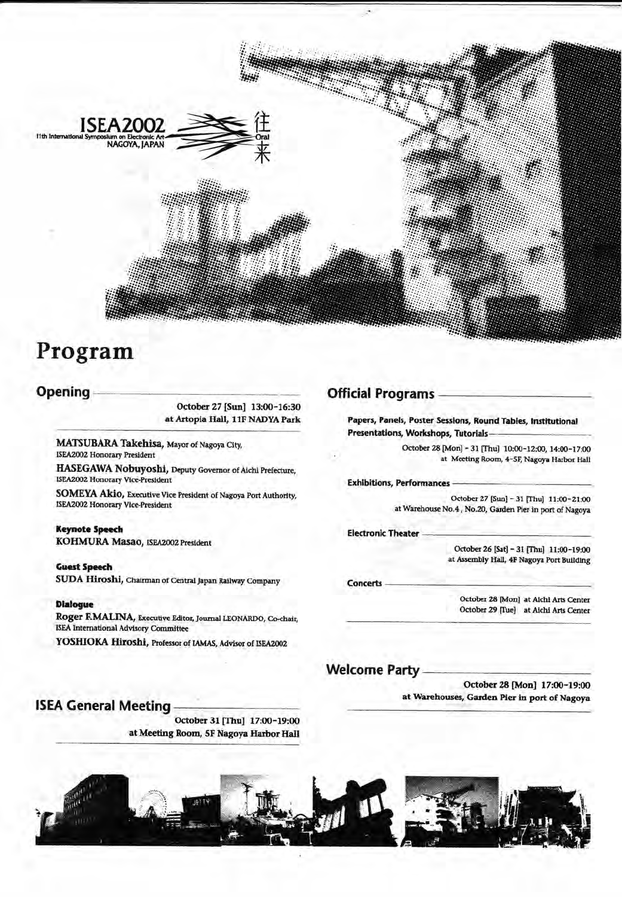ISEA2002
11th International Symposium on Electronic Art
NAGOYA, JAPAN
往 Oral 来

# Program

## Opening

October 27 [Sun] 13:00-16:30
at Artopia Hall, 11F NADYA Park

**MATSUBARA Takehisa**, Mayor of Nagoya City, ISEA2002 Honorary President

**HASEGAWA Nobuyoshi**, Deputy Governor of Aichi Prefecture, ISEA2002 Honorary Vice-President

**SOMEYA Akio**, Executive Vice President of Nagoya Port Authority, ISEA2002 Honorary Vice-President

**Keynote Speech**
**KOHMURA Masao**, ISEA2002 President

**Guest Speech**
**SUDA Hiroshi**, Chairman of Central Japan Railway Company

**Dialogue**
**Roger F.MALINA**, Executive Editor, Journal LEONARDO, Co-chair, ISEA International Advisory Committee

**YOSHIOKA Hiroshi**, Professor of IAMAS, Advisor of ISEA2002

## ISEA General Meeting

October 31 [Thu] 17:00-19:00
at Meeting Room, 5F Nagoya Harbor Hall

## Official Programs

**Papers, Panels, Poster Sessions, Round Tables, Institutional Presentations, Workshops, Tutorials**

October 28 [Mon] - 31 [Thu] 10:00-12:00, 14:00-17:00
at Meeting Room, 4-5F, Nagoya Harbor Hall

**Exhibitions, Performances**

October 27 [Sun] - 31 [Thu] 11:00-21:00
at Warehouse No.4 , No.20, Garden Pier in port of Nagoya

**Electronic Theater**

October 26 [Sat] - 31 [Thu] 11:00-19:00
at Assembly Hall, 4F Nagoya Port Building

**Concerts**

October 28 [Mon] at Aichi Arts Center
October 29 [Tue] at Aichi Arts Center

## Welcome Party

October 28 [Mon] 17:00-19:00
at Warehouses, Garden Pier in port of Nagoya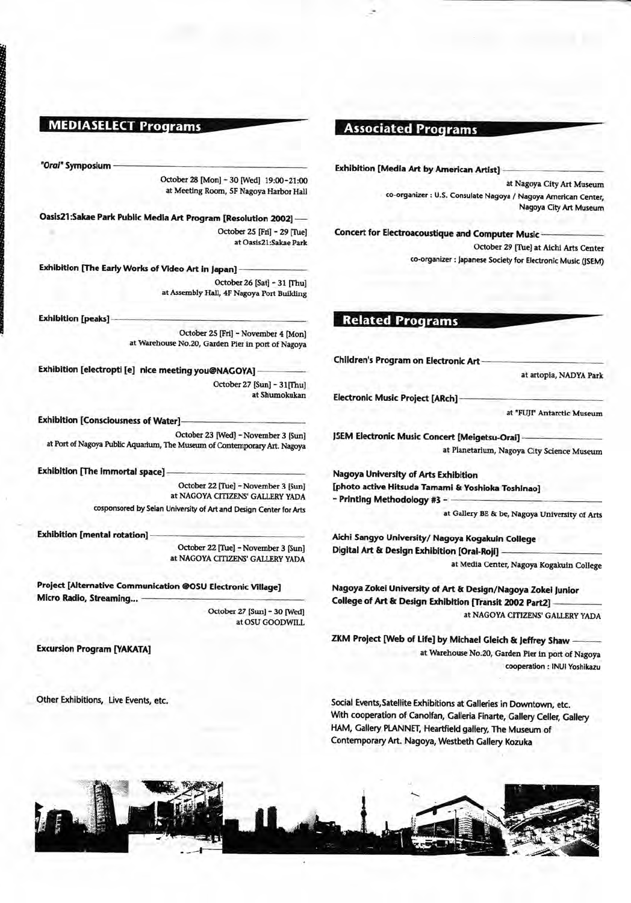## MEDIASELECT Programs

**"Oral" Symposium**
October 28 [Mon] - 30 [Wed] 19:00-21:00
at Meeting Room, 5F Nagoya Harbor Hall

**Oasis21:Sakae Park Public Media Art Program [Resolution 2002]**
October 25 [Fri] - 29 [Tue]
at Oasis21:Sakae Park

**Exhibition [The Early Works of Video Art in Japan]**
October 26 [Sat] - 31 [Thu]
at Assembly Hall, 4F Nagoya Port Building

**Exhibition [peaks]**
October 25 [Fri] - November 4 [Mon]
at Warehouse No.20, Garden Pier in port of Nagoya

**Exhibition [electropti [e] nice meeting you@NAGOYA]**
October 27 [Sun] - 31[Thu]
at Shumokukan

**Exhibition [Consciousness of Water]**
October 23 [Wed] - November 3 [Sun]
at Port of Nagoya Public Aquarium, The Museum of Contemporary Art. Nagoya

**Exhibition [The Immortal space]**
October 22 [Tue] - November 3 [Sun]
at NAGOYA CITIZENS' GALLERY YADA
cosponsored by Seian University of Art and Design Center for Arts

**Exhibition [mental rotation]**
October 22 [Tue] - November 3 [Sun]
at NAGOYA CITIZENS' GALLERY YADA

**Project [Alternative Communication @OSU Electronic Village] Micro Radio, Streaming...**
October 27 [Sun] - 30 [Wed]
at OSU GOODWILL

**Excursion Program [YAKATA]**

Other Exhibitions, Live Events, etc.

## Associated Programs

**Exhibition [Media Art by American Artist]**
at Nagoya City Art Museum
co-organizer : U.S. Consulate Nagoya / Nagoya American Center, Nagoya City Art Museum

**Concert for Electroacoustique and Computer Music**
October 29 [Tue] at Aichi Arts Center
co-organizer : Japanese Society for Electronic Music (JSEM)

## Related Programs

**Children's Program on Electronic Art**
at artopia, NADYA Park

**Electronic Music Project [ARch]**
at "FUJI" Antarctic Museum

**JSEM Electronic Music Concert [Meigetsu-Orai]**
at Planetarium, Nagoya City Science Museum

**Nagoya University of Arts Exhibition [photo active Hitsuda Tamami & Yoshioka Toshinao] - Printing Methodology #3 -**
at Gallery BE & be, Nagoya University of Arts

**Aichi Sangyo University/ Nagoya Kogakuin College Digital Art & Design Exhibition [Oral-Roji]**
at Media Center, Nagoya Kogakuin College

**Nagoya Zokei University of Art & Design/Nagoya Zokei Junior College of Art & Design Exhibition [Transit 2002 Part2]**
at NAGOYA CITIZENS' GALLERY YADA

**ZKM Project [Web of Life] by Michael Gleich & Jeffrey Shaw**
at Warehouse No.20, Garden Pier in port of Nagoya
cooperation : INUI Yoshikazu

Social Events,Satellite Exhibitions at Galleries in Downtown, etc. With cooperation of Canolfan, Galleria Finarte, Gallery Celler, Gallery HAM, Gallery PLANNET, Heartfield gallery, The Museum of Contemporary Art. Nagoya, Westbeth Gallery Kozuka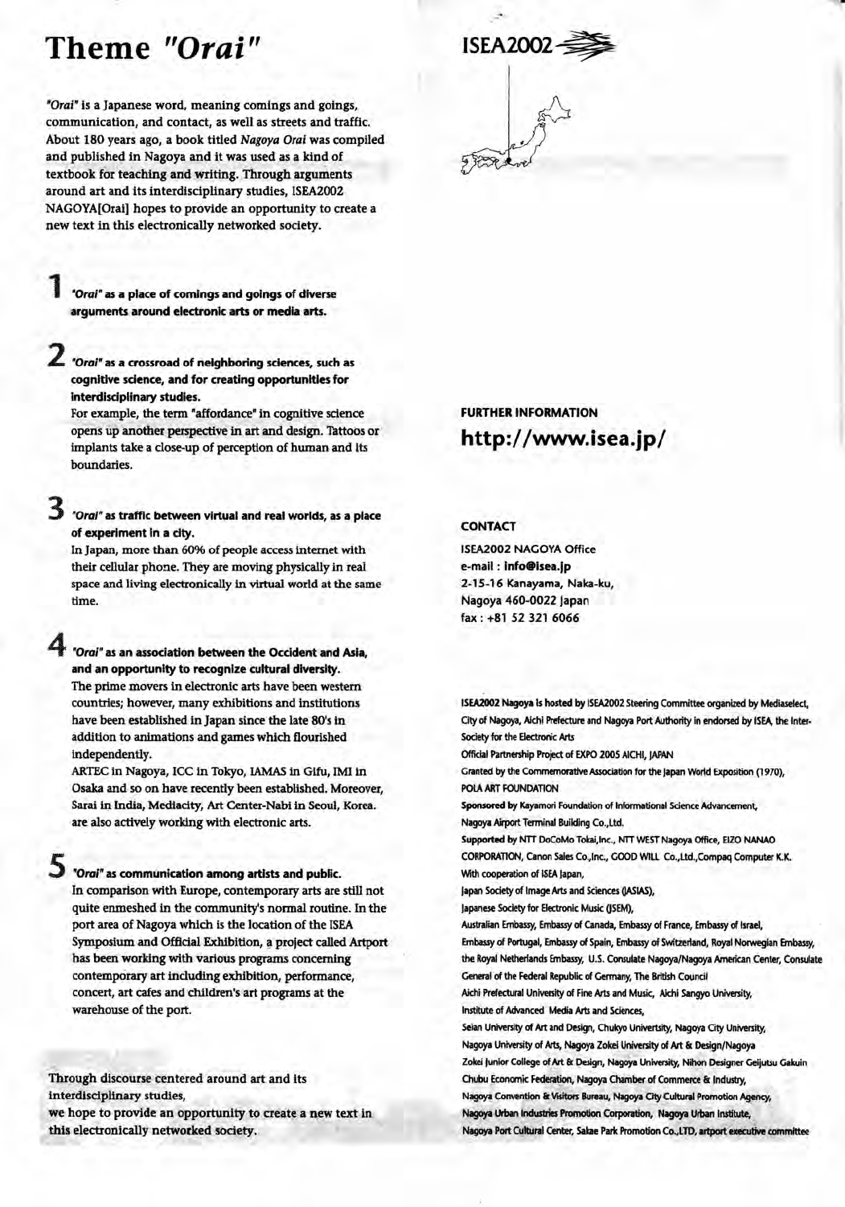# Theme *"Orai"*

*"Orai"* is a Japanese word, meaning comings and goings, communication, and contact, as well as streets and traffic. About 180 years ago, a book titled *Nagoya Orai* was compiled and published in Nagoya and it was used as a kind of textbook for teaching and writing. Through arguments around art and its interdisciplinary studies, ISEA2002 NAGOYA[Orai] hopes to provide an opportunity to create a new text in this electronically networked society.

**1** ***"Orai"* as a place of comings and goings of diverse arguments around electronic arts or media arts.**

**2** ***"Orai"* as a crossroad of neighboring sciences, such as cognitive science, and for creating opportunities for interdisciplinary studies.**

For example, the term "affordance" in cognitive science opens up another perspective in art and design. Tattoos or implants take a close-up of perception of human and its boundaries.

**3** ***"Orai"* as traffic between virtual and real worlds, as a place of experiment in a city.**

In Japan, more than 60% of people access internet with their cellular phone. They are moving physically in real space and living electronically in virtual world at the same time.

**4** ***"Orai"* as an association between the Occident and Asia, and an opportunity to recognize cultural diversity.**

The prime movers in electronic arts have been western countries; however, many exhibitions and institutions have been established in Japan since the late 80's in addition to animations and games which flourished independently.

ARTEC in Nagoya, ICC in Tokyo, IAMAS in Gifu, IMI in Osaka and so on have recently been established. Moreover, Sarai in India, Mediacity, Art Center-Nabi in Seoul, Korea. are also actively working with electronic arts.

**5** ***"Orai"* as communication among artists and public.**

In comparison with Europe, contemporary arts are still not quite enmeshed in the community's normal routine. In the port area of Nagoya which is the location of the ISEA Symposium and Official Exhibition, a project called Artport has been working with various programs concerning contemporary art including exhibition, performance, concert, art cafes and children's art programs at the warehouse of the port.

Through discourse centered around art and its interdisciplinary studies,
we hope to provide an opportunity to create a new text in this electronically networked society.

ISEA2002

**FURTHER INFORMATION**

## http://www.isea.jp/

**CONTACT**

ISEA2002 NAGOYA Office
e-mail : **info@isea.jp**
2-15-16 Kanayama, Naka-ku,
Nagoya 460-0022 Japan
fax : +81 52 321 6066

**ISEA2002 Nagoya is hosted by** ISEA2002 Steering Committee organized by Mediaselect, City of Nagoya, Aichi Prefecture and Nagoya Port Authority in endorsed by ISEA, the Inter-Society for the Electronic Arts
Official Partnership Project of EXPO 2005 AICHI, JAPAN
Granted by the Commemorative Association for the Japan World Exposition (1970), POLA ART FOUNDATION
**Sponsored by** Kayamori Foundation of Informational Science Advancement, Nagoya Airport Terminal Building Co.,Ltd.
**Supported by** NTT DoCoMo Tokai,Inc., NTT WEST Nagoya Office, EIZO NANAO CORPORATION, Canon Sales Co.,Inc., GOOD WILL Co.,Ltd.,Compaq Computer K.K.
With cooperation of ISEA Japan,
Japan Society of Image Arts and Sciences (JASIAS),
Japanese Society for Electronic Music (JSEM),
Australian Embassy, Embassy of Canada, Embassy of France, Embassy of Israel, Embassy of Portugal, Embassy of Spain, Embassy of Switzerland, Royal Norwegian Embassy, the Royal Netherlands Embassy, U.S. Consulate Nagoya/Nagoya American Center, Consulate General of the Federal Republic of Germany, The British Council
Aichi Prefectural University of Fine Arts and Music, Aichi Sangyo University, Institute of Advanced Media Arts and Sciences,
Seian University of Art and Design, Chukyo Univertsity, Nagoya City University, Nagoya University of Arts, Nagoya Zokei University of Art & Design/Nagoya Zokei Junior College of Art & Design, Nagoya University, Nihon Designer Geijutsu Gakuin
Chubu Economic Federation, Nagoya Chamber of Commerce & Industry, Nagoya Convention & Visitors Bureau, Nagoya City Cultural Promotion Agency, Nagoya Urban Industries Promotion Corporation, Nagoya Urban Institute, Nagoya Port Cultural Center, Sakae Park Promotion Co.,LTD, artport executive committee